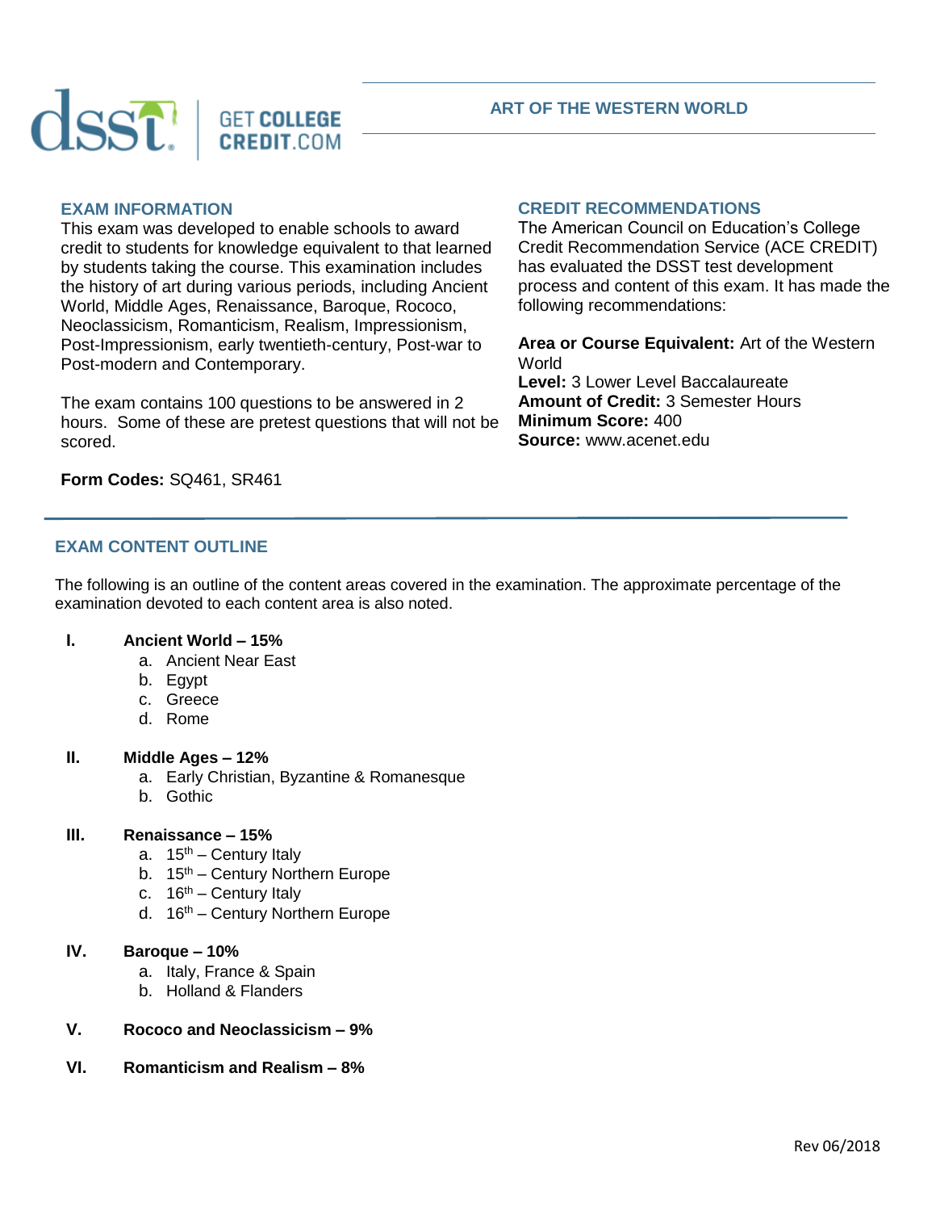# ART OF THE WESTERN WORLD

## EXAM INFORMATION

This exam was developed to enable schools to award credit to students for knowledge equivalent to that learned by students taking the course. This examination includes the history of art during various periods, including Ancient World, Middle Ages, Renaissance, Baroque, Rococo, Neoclassicism, Romanticism, Realism, Impressionism, Post-Impressionism, early twentieth-century, Post-war to Post-modern and Contemporary.

The exam contains 100 questions to be answered in 2 hours. Some of these are pretest questions that will not be scored.

**Form Codes:** SQ461, SR461

## CREDIT RECOMMENDATIONS

The American Council on Education's College Credit Recommendation Service (ACE CREDIT) has evaluated the DSST test development process and content of this exam. It has made the following recommendations:

**Area or Course Equivalent:** Art of the Western World
**Level:** 3 Lower Level Baccalaureate
**Amount of Credit:** 3 Semester Hours
**Minimum Score:** 400
**Source:** www.acenet.edu

## EXAM CONTENT OUTLINE

The following is an outline of the content areas covered in the examination. The approximate percentage of the examination devoted to each content area is also noted.

**I. Ancient World – 15%**

a. Ancient Near East
b. Egypt
c. Greece
d. Rome

**II. Middle Ages – 12%**

a. Early Christian, Byzantine & Romanesque
b. Gothic

**III. Renaissance – 15%**

a. 15th – Century Italy
b. 15th – Century Northern Europe
c. 16th – Century Italy
d. 16th – Century Northern Europe

**IV. Baroque – 10%**

a. Italy, France & Spain
b. Holland & Flanders

**V. Rococo and Neoclassicism – 9%**

**VI. Romanticism and Realism – 8%**

Rev 06/2018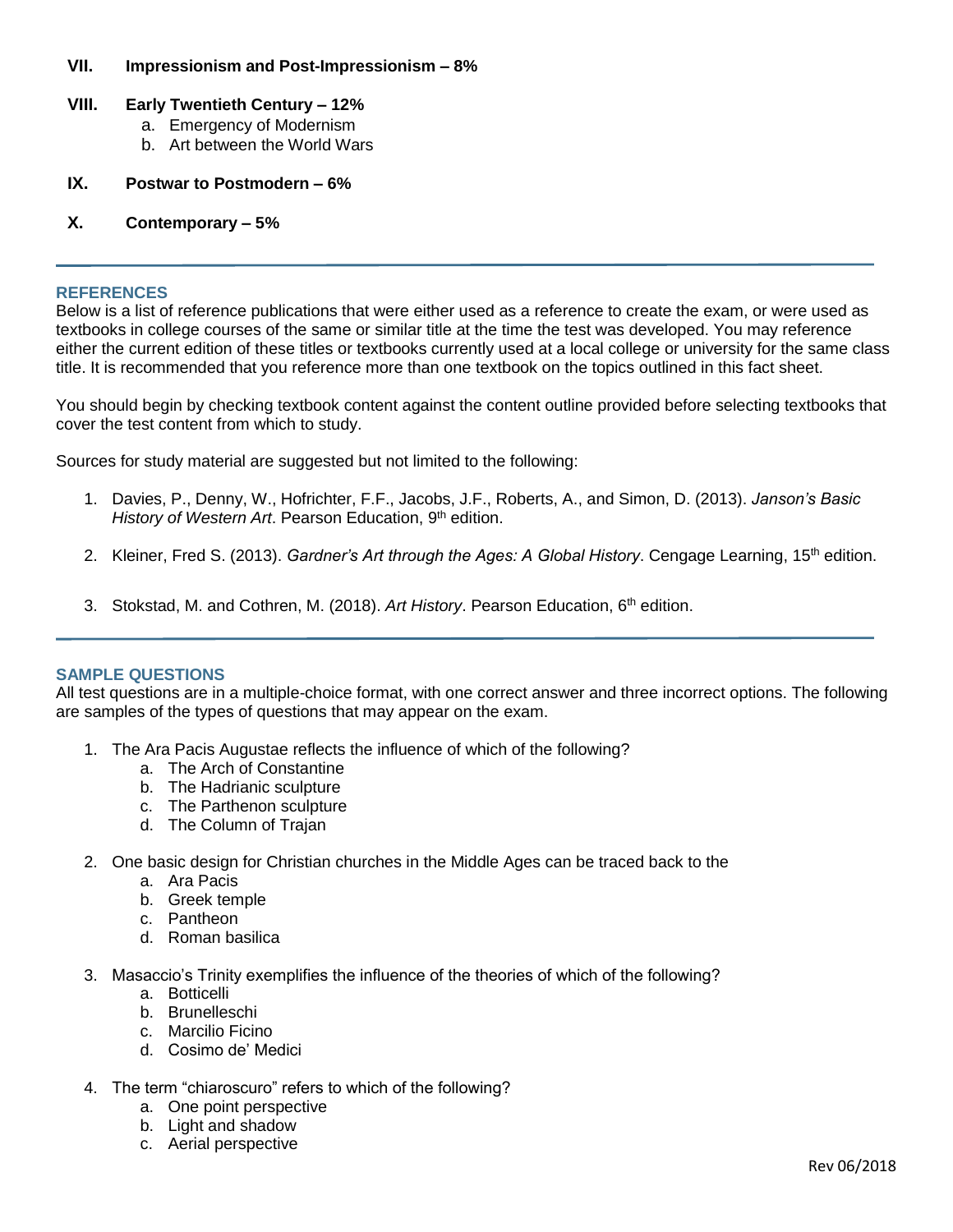**VII. Impressionism and Post-Impressionism – 8%**

**VIII. Early Twentieth Century – 12%**

a. Emergency of Modernism
b. Art between the World Wars

**IX. Postwar to Postmodern – 6%**

**X. Contemporary – 5%**

## REFERENCES

Below is a list of reference publications that were either used as a reference to create the exam, or were used as textbooks in college courses of the same or similar title at the time the test was developed. You may reference either the current edition of these titles or textbooks currently used at a local college or university for the same class title. It is recommended that you reference more than one textbook on the topics outlined in this fact sheet.

You should begin by checking textbook content against the content outline provided before selecting textbooks that cover the test content from which to study.

Sources for study material are suggested but not limited to the following:

1. Davies, P., Denny, W., Hofrichter, F.F., Jacobs, J.F., Roberts, A., and Simon, D. (2013). *Janson's Basic History of Western Art*. Pearson Education, 9th edition.

2. Kleiner, Fred S. (2013). *Gardner's Art through the Ages: A Global History*. Cengage Learning, 15th edition.

3. Stokstad, M. and Cothren, M. (2018). *Art History*. Pearson Education, 6th edition.

## SAMPLE QUESTIONS

All test questions are in a multiple-choice format, with one correct answer and three incorrect options. The following are samples of the types of questions that may appear on the exam.

1. The Ara Pacis Augustae reflects the influence of which of the following?
   a. The Arch of Constantine
   b. The Hadrianic sculpture
   c. The Parthenon sculpture
   d. The Column of Trajan

2. One basic design for Christian churches in the Middle Ages can be traced back to the
   a. Ara Pacis
   b. Greek temple
   c. Pantheon
   d. Roman basilica

3. Masaccio's Trinity exemplifies the influence of the theories of which of the following?
   a. Botticelli
   b. Brunelleschi
   c. Marcilio Ficino
   d. Cosimo de' Medici

4. The term "chiaroscuro" refers to which of the following?
   a. One point perspective
   b. Light and shadow
   c. Aerial perspective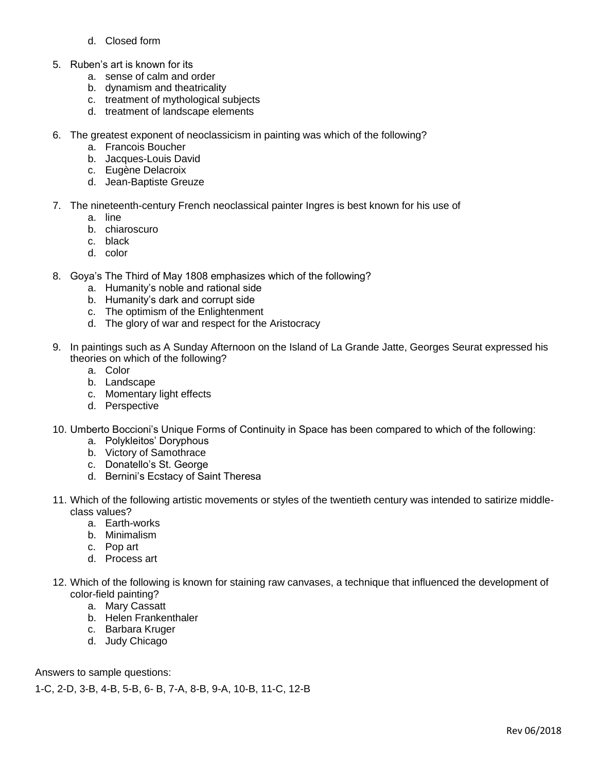d. Closed form

5. Ruben's art is known for its
    a. sense of calm and order
    b. dynamism and theatricality
    c. treatment of mythological subjects
    d. treatment of landscape elements

6. The greatest exponent of neoclassicism in painting was which of the following?
    a. Francois Boucher
    b. Jacques-Louis David
    c. Eugène Delacroix
    d. Jean-Baptiste Greuze

7. The nineteenth-century French neoclassical painter Ingres is best known for his use of
    a. line
    b. chiaroscuro
    c. black
    d. color

8. Goya's The Third of May 1808 emphasizes which of the following?
    a. Humanity's noble and rational side
    b. Humanity's dark and corrupt side
    c. The optimism of the Enlightenment
    d. The glory of war and respect for the Aristocracy

9. In paintings such as A Sunday Afternoon on the Island of La Grande Jatte, Georges Seurat expressed his theories on which of the following?
    a. Color
    b. Landscape
    c. Momentary light effects
    d. Perspective

10. Umberto Boccioni's Unique Forms of Continuity in Space has been compared to which of the following:
    a. Polykleitos' Doryphous
    b. Victory of Samothrace
    c. Donatello's St. George
    d. Bernini's Ecstacy of Saint Theresa

11. Which of the following artistic movements or styles of the twentieth century was intended to satirize middle-class values?
    a. Earth-works
    b. Minimalism
    c. Pop art
    d. Process art

12. Which of the following is known for staining raw canvases, a technique that influenced the development of color-field painting?
    a. Mary Cassatt
    b. Helen Frankenthaler
    c. Barbara Kruger
    d. Judy Chicago

Answers to sample questions:

1-C, 2-D, 3-B, 4-B, 5-B, 6- B, 7-A, 8-B, 9-A, 10-B, 11-C, 12-B

Rev 06/2018